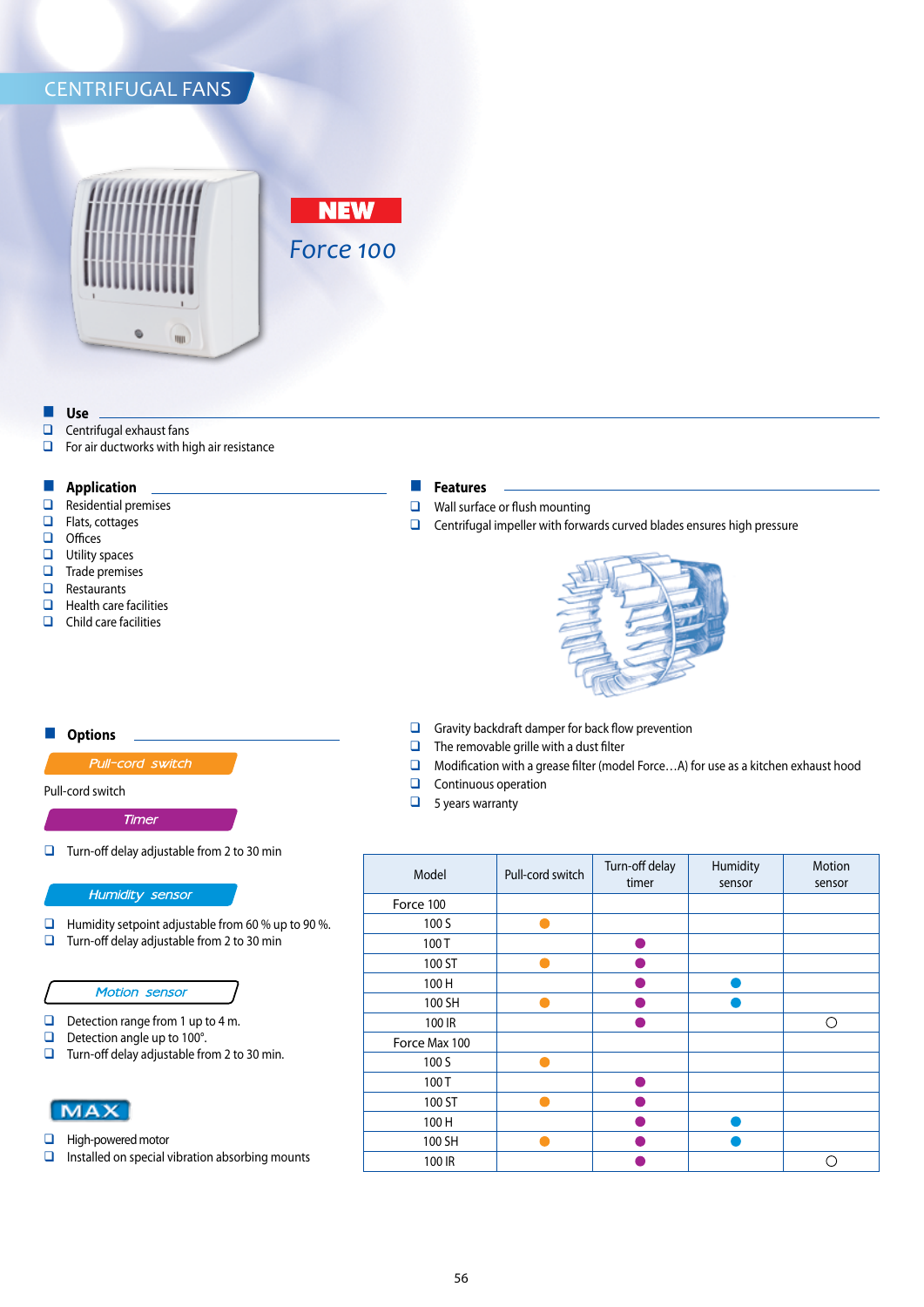# CENTRIFUGAL FANS

**NEW**

## Force 100

### Use

- Centrifugal exhaust fans
- For air ductworks with high air resistance

### Application

- Residential premises
- Flats, cottages
- Offices
- Utility spaces
- Trade premises
- Restaurants
- Health care facilities
- Child care facilities

### Features

- Wall surface or flush mounting
- Centrifugal impeller with forwards curved blades ensures high pressure
- Gravity backdraft damper for back flow prevention
- The removable grille with a dust filter
- Modification with a grease filter (model Force…A) for use as a kitchen exhaust hood
- Continuous operation
- 5 years warranty

### Options

*Pull-cord switch*

Pull-cord switch

*Timer*

- Turn-off delay adjustable from 2 to 30 min

*Humidity sensor*

- Humidity setpoint adjustable from 60 % up to 90 %.
- Turn-off delay adjustable from 2 to 30 min

*Motion sensor*

- Detection range from 1 up to 4 m.
- Detection angle up to 100°.
- Turn-off delay adjustable from 2 to 30 min.

**MAX**

- High-powered motor
- Installed on special vibration absorbing mounts

| Model | Pull-cord switch | Turn-off delay timer | Humidity sensor | Motion sensor |
|---|---|---|---|---|
| Force 100 | | | | |
| 100 S | ● | | | |
| 100 T | | ● | | |
| 100 ST | ● | ● | | |
| 100 H | | ● | ● | |
| 100 SH | ● | ● | ● | |
| 100 IR | | ● | | ○ |
| Force Max 100 | | | | |
| 100 S | ● | | | |
| 100 T | | ● | | |
| 100 ST | ● | ● | | |
| 100 H | | ● | ● | |
| 100 SH | ● | ● | ● | |
| 100 IR | | ● | | ○ |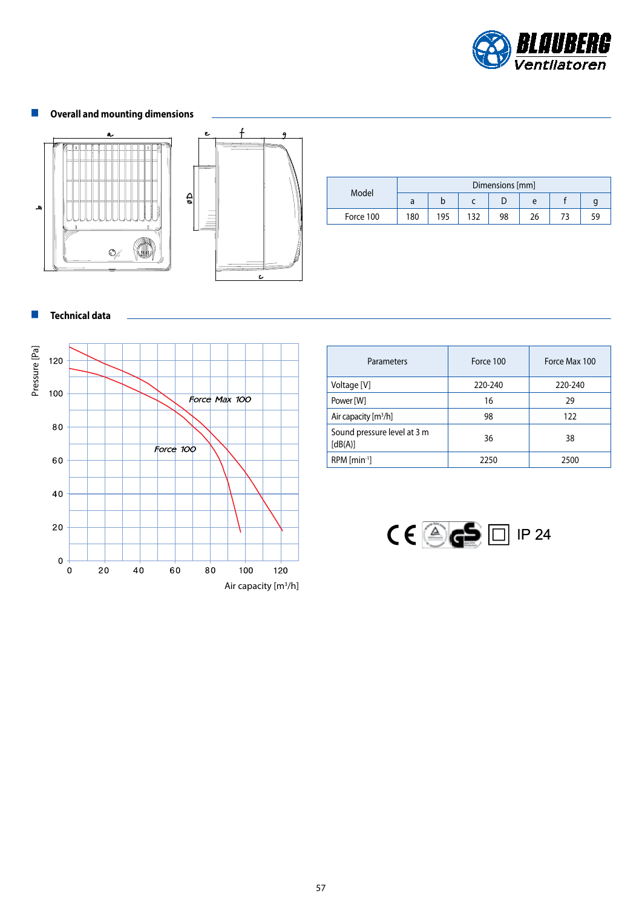## Overall and mounting dimensions

a

b

ØD

e f g

c

| Model | Dimensions [mm] | | | | | | |
|---|---|---|---|---|---|---|---|
| | a | b | c | D | e | f | g |
| Force 100 | 180 | 195 | 132 | 98 | 26 | 73 | 59 |

## Technical data

Pressure [Pa]

120
100
80
60
40
20
0

0 20 40 60 80 100 120

Air capacity [m³/h]

Force Max 100

Force 100

| Parameters | Force 100 | Force Max 100 |
|---|---|---|
| Voltage [V] | 220-240 | 220-240 |
| Power [W] | 16 | 29 |
| Air capacity [m³/h] | 98 | 122 |
| Sound pressure level at 3 m [dB(A)] | 36 | 38 |
| RPM [min⁻¹] | 2250 | 2500 |

IP 24